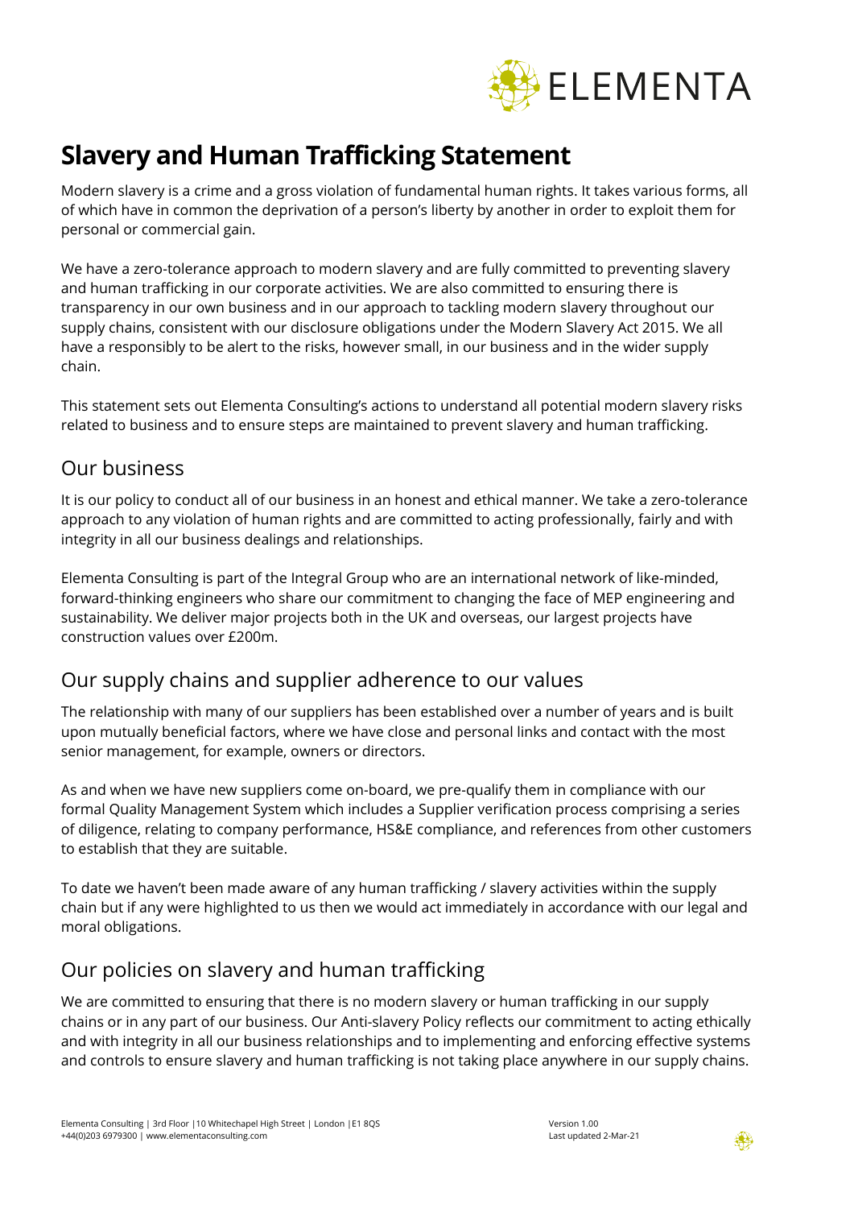# Slavery and Human Trafficking Statement

Modern slavery is a crime and a gross violation of fundamental human rights. It takes various forms, all of which have in common the deprivation of a person's liberty by another in order to exploit them for personal or commercial gain.

We have a zero-tolerance approach to modern slavery and are fully committed to preventing slavery and human trafficking in our corporate activities. We are also committed to ensuring there is transparency in our own business and in our approach to tackling modern slavery throughout our supply chains, consistent with our disclosure obligations under the Modern Slavery Act 2015. We all have a responsibly to be alert to the risks, however small, in our business and in the wider supply chain.

This statement sets out Elementa Consulting's actions to understand all potential modern slavery risks related to business and to ensure steps are maintained to prevent slavery and human trafficking.

## Our business

It is our policy to conduct all of our business in an honest and ethical manner. We take a zero-tolerance approach to any violation of human rights and are committed to acting professionally, fairly and with integrity in all our business dealings and relationships.

Elementa Consulting is part of the Integral Group who are an international network of like-minded, forward-thinking engineers who share our commitment to changing the face of MEP engineering and sustainability. We deliver major projects both in the UK and overseas, our largest projects have construction values over £200m.

## Our supply chains and supplier adherence to our values

The relationship with many of our suppliers has been established over a number of years and is built upon mutually beneficial factors, where we have close and personal links and contact with the most senior management, for example, owners or directors.

As and when we have new suppliers come on-board, we pre-qualify them in compliance with our formal Quality Management System which includes a Supplier verification process comprising a series of diligence, relating to company performance, HS&E compliance, and references from other customers to establish that they are suitable.

To date we haven't been made aware of any human trafficking / slavery activities within the supply chain but if any were highlighted to us then we would act immediately in accordance with our legal and moral obligations.

## Our policies on slavery and human trafficking

We are committed to ensuring that there is no modern slavery or human trafficking in our supply chains or in any part of our business. Our Anti-slavery Policy reflects our commitment to acting ethically and with integrity in all our business relationships and to implementing and enforcing effective systems and controls to ensure slavery and human trafficking is not taking place anywhere in our supply chains.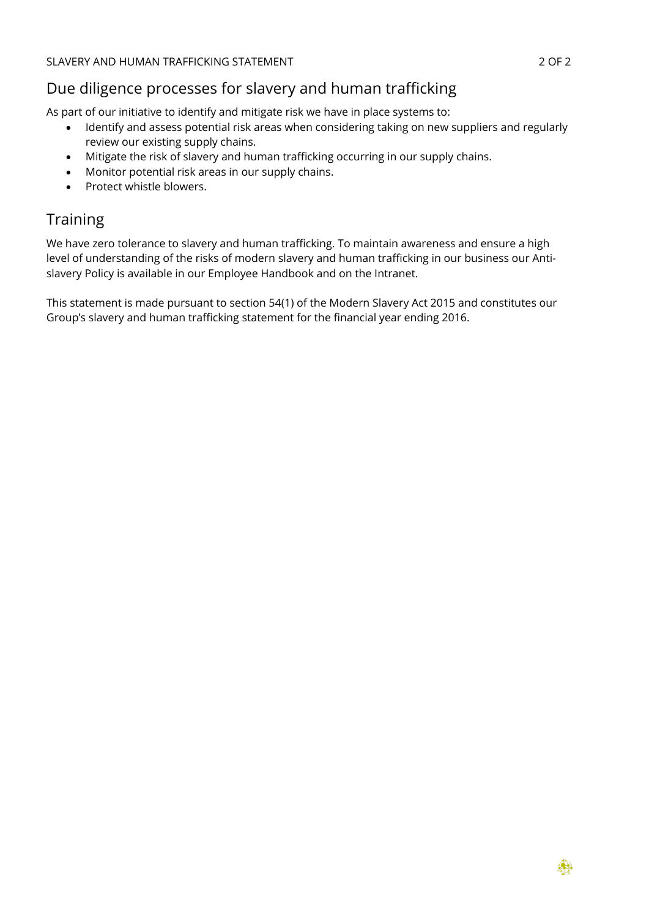## Due diligence processes for slavery and human trafficking

As part of our initiative to identify and mitigate risk we have in place systems to:

- Identify and assess potential risk areas when considering taking on new suppliers and regularly review our existing supply chains.
- Mitigate the risk of slavery and human trafficking occurring in our supply chains.
- Monitor potential risk areas in our supply chains.
- Protect whistle blowers.

## Training

We have zero tolerance to slavery and human trafficking. To maintain awareness and ensure a high level of understanding of the risks of modern slavery and human trafficking in our business our Anti-slavery Policy is available in our Employee Handbook and on the Intranet.

This statement is made pursuant to section 54(1) of the Modern Slavery Act 2015 and constitutes our Group's slavery and human trafficking statement for the financial year ending 2016.